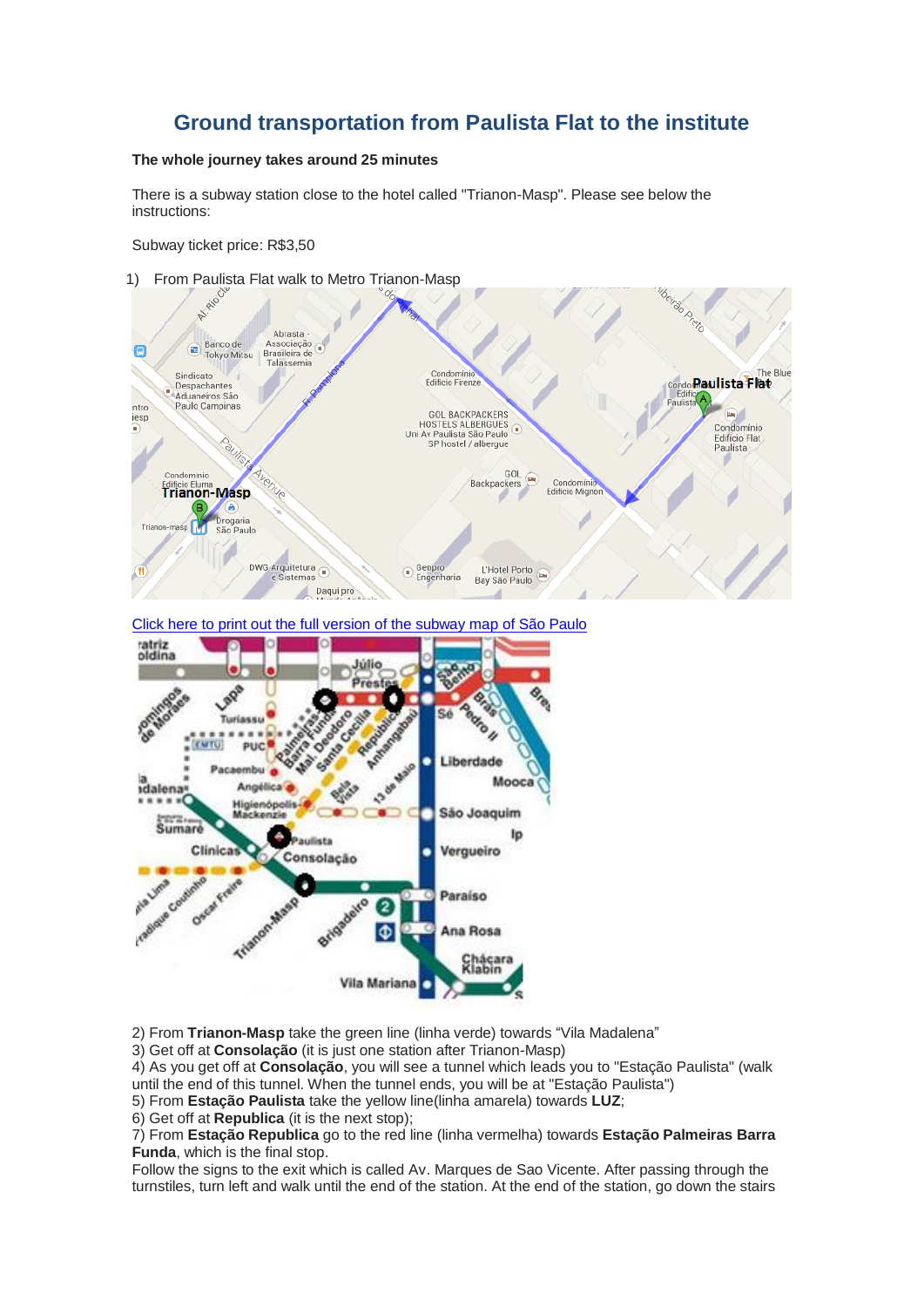# Ground transportation from Paulista Flat to the institute

**The whole journey takes around 25 minutes**

There is a subway station close to the hotel called "Trianon-Masp". Please see below the instructions:

Subway ticket price: R$3,50

1) From Paulista Flat walk to Metro Trianon-Masp

[Click here to print out the full version of the subway map of São Paulo]

2) From **Trianon-Masp** take the green line (linha verde) towards "Vila Madalena"
3) Get off at **Consolação** (it is just one station after Trianon-Masp)
4) As you get off at **Consolação**, you will see a tunnel which leads you to "Estação Paulista" (walk until the end of this tunnel. When the tunnel ends, you will be at "Estação Paulista")
5) From **Estação Paulista** take the yellow line(linha amarela) towards **LUZ**;
6) Get off at **Republica** (it is the next stop);
7) From **Estação Republica** go to the red line (linha vermelha) towards **Estação Palmeiras Barra Funda**, which is the final stop.

Follow the signs to the exit which is called Av. Marques de Sao Vicente. After passing through the turnstiles, turn left and walk until the end of the station. At the end of the station, go down the stairs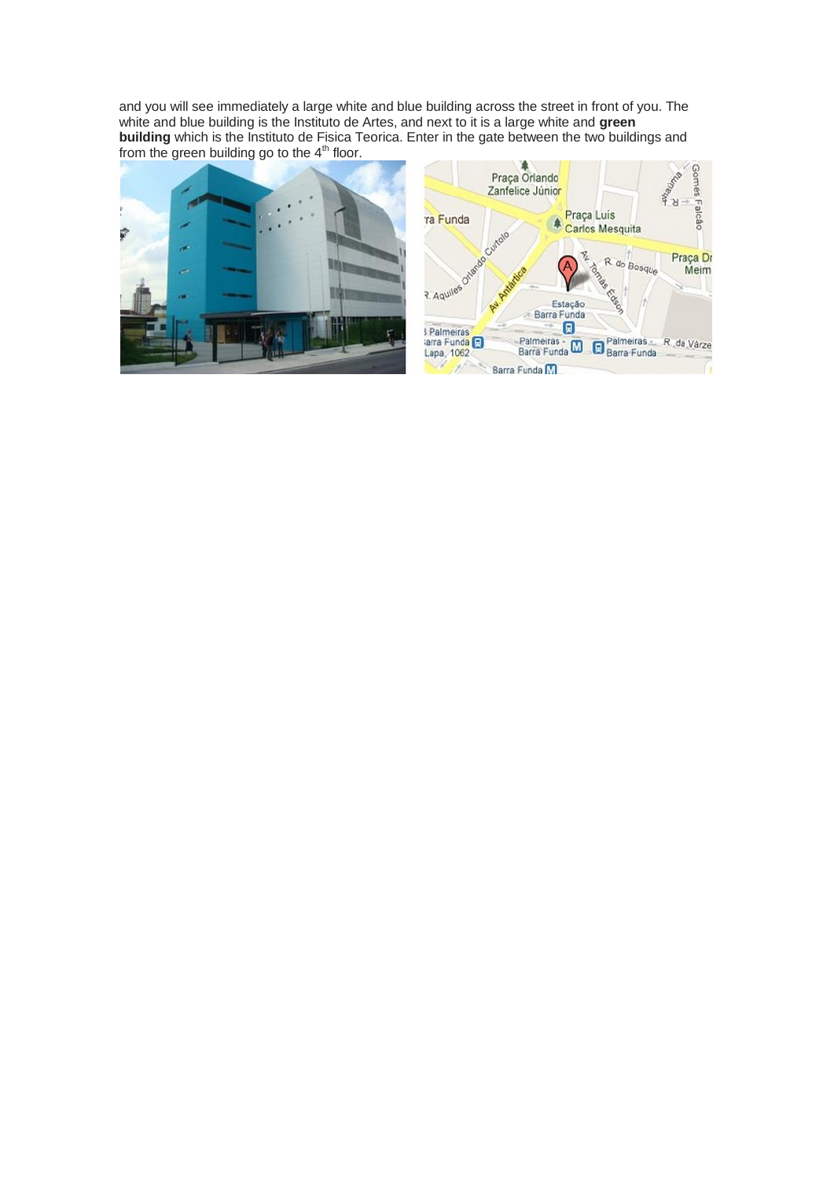and you will see immediately a large white and blue building across the street in front of you. The white and blue building is the Instituto de Artes, and next to it is a large white and **green building** which is the Instituto de Fisica Teorica. Enter in the gate between the two buildings and from the green building go to the 4th floor.